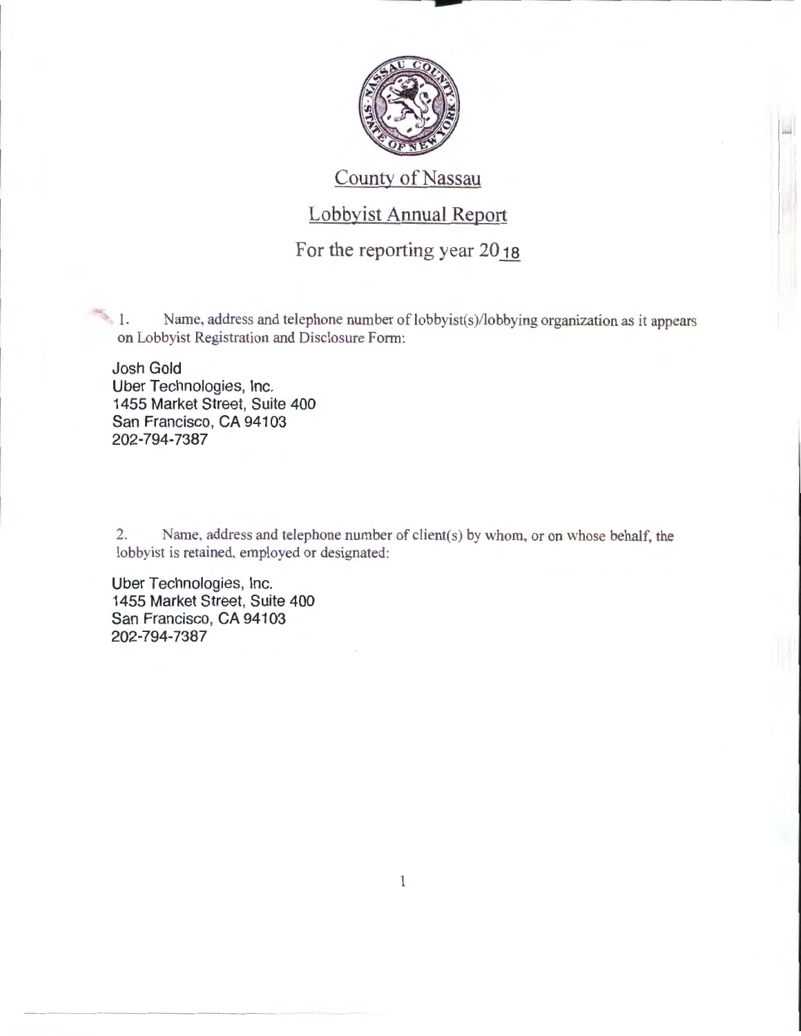# County of Nassau

## Lobbyist Annual Report

### For the reporting year 2018

1. Name, address and telephone number of lobbyist(s)/lobbying organization as it appears on Lobbyist Registration and Disclosure Form:

Josh Gold
Uber Technologies, Inc.
1455 Market Street, Suite 400
San Francisco, CA 94103
202-794-7387

2. Name, address and telephone number of client(s) by whom, or on whose behalf, the lobbyist is retained, employed or designated:

Uber Technologies, Inc.
1455 Market Street, Suite 400
San Francisco, CA 94103
202-794-7387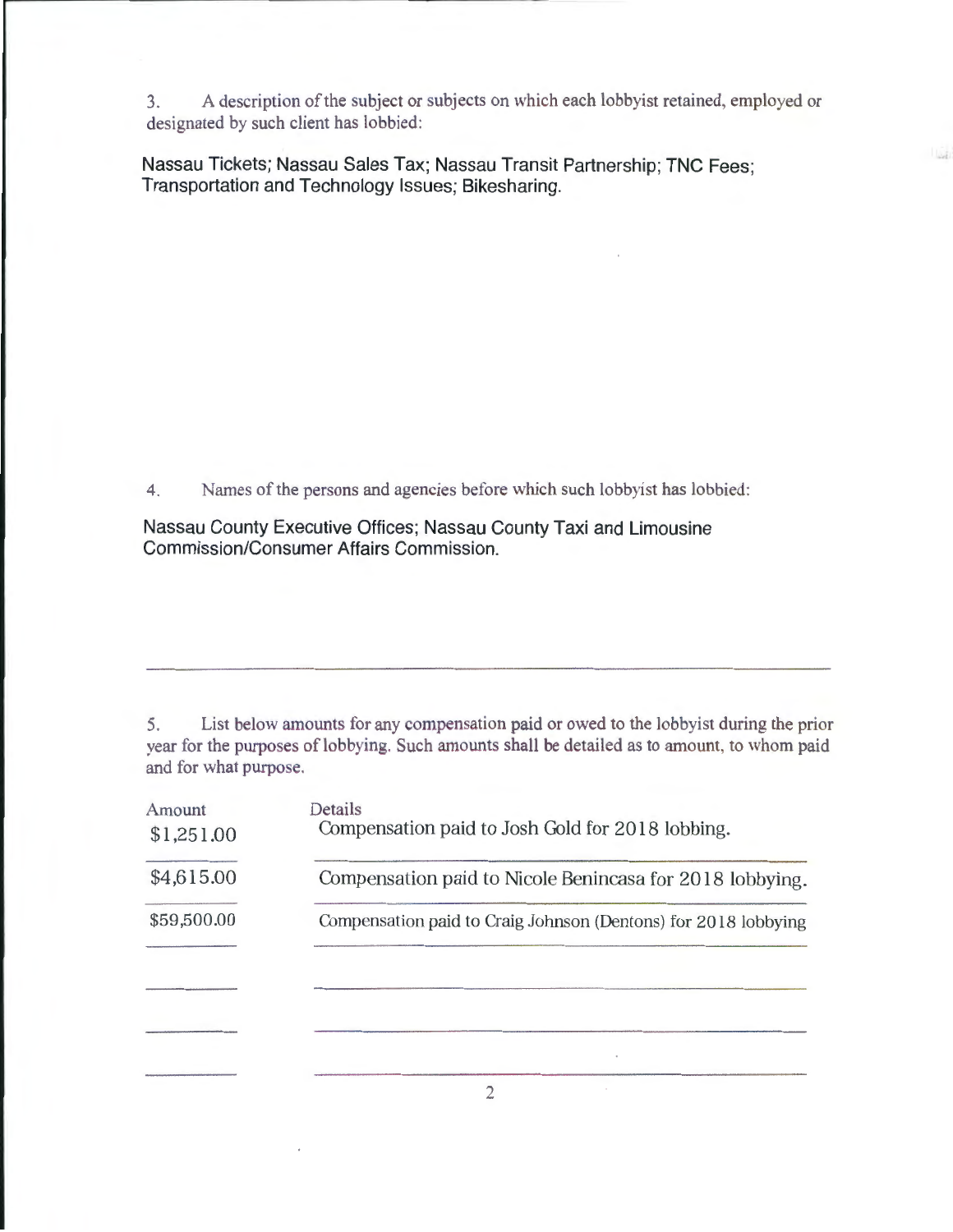3. A description of the subject or subjects on which each lobbyist retained, employed or designated by such client has lobbied:

Nassau Tickets; Nassau Sales Tax; Nassau Transit Partnership; TNC Fees; Transportation and Technology Issues; Bikesharing.

4. Names of the persons and agencies before which such lobbyist has lobbied:

Nassau County Executive Offices; Nassau County Taxi and Limousine Commission/Consumer Affairs Commission.

5. List below amounts for any compensation paid or owed to the lobbyist during the prior year for the purposes of lobbying. Such amounts shall be detailed as to amount, to whom paid and for what purpose.

| Amount | Details |
|---|---|
| $1,251.00 | Compensation paid to Josh Gold for 2018 lobbing. |
| $4,615.00 | Compensation paid to Nicole Benincasa for 2018 lobbying. |
| $59,500.00 | Compensation paid to Craig Johnson (Dentons) for 2018 lobbying |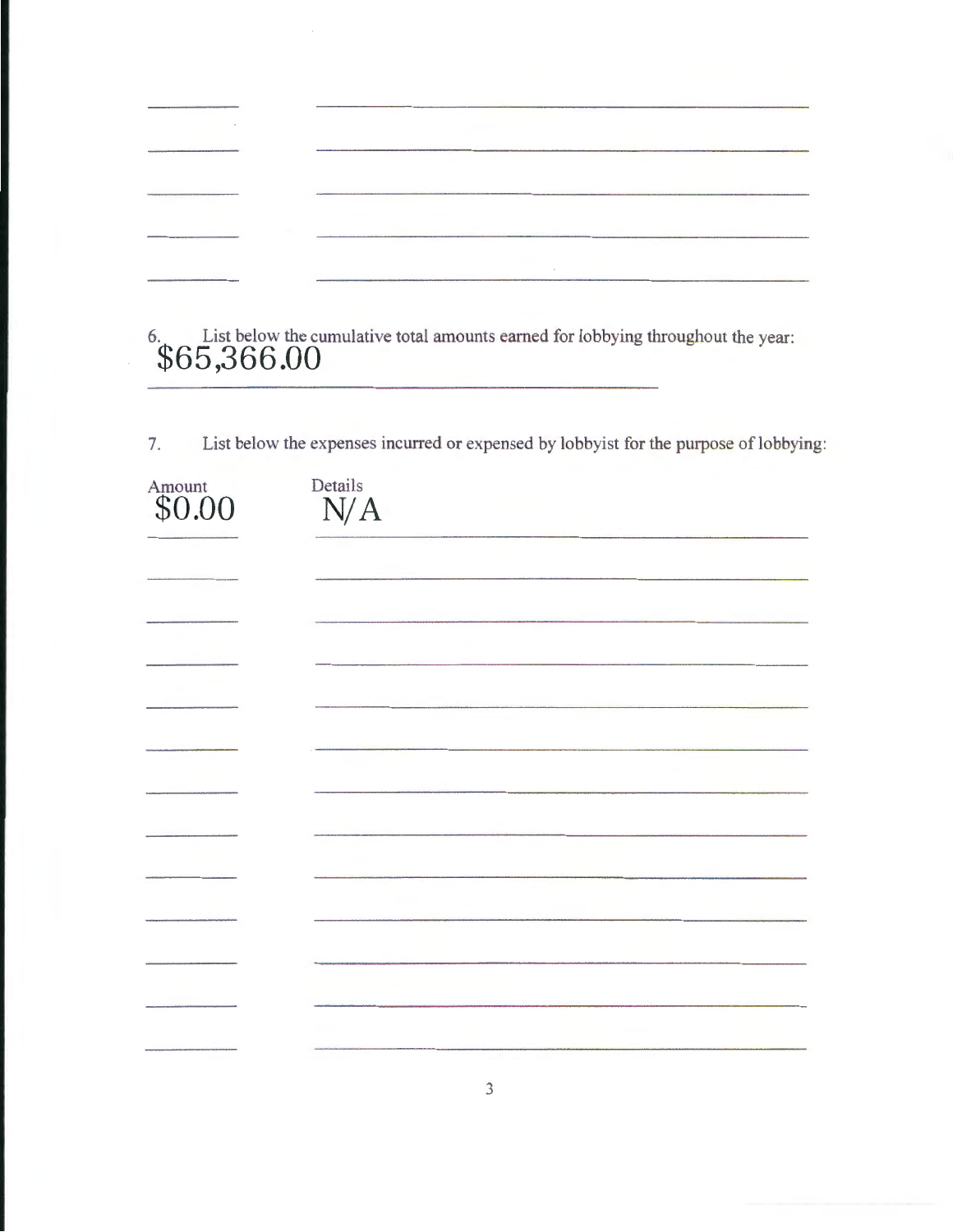6. List below the cumulative total amounts earned for lobbying throughout the year:

$65,366.00

7. List below the expenses incurred or expensed by lobbyist for the purpose of lobbying:

| Amount | Details |
| --- | --- |
| $0.00 | N/A |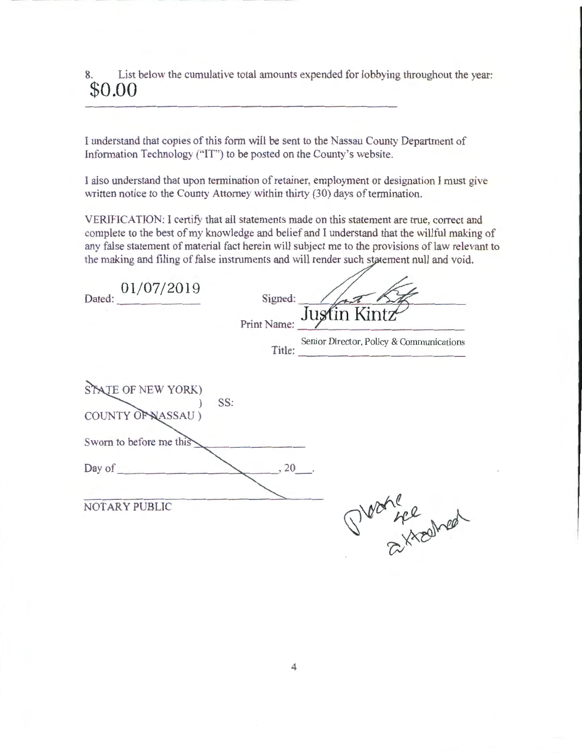8. List below the cumulative total amounts expended for lobbying throughout the year:

$0.00

I understand that copies of this form will be sent to the Nassau County Department of Information Technology ("IT") to be posted on the County's website.

I also understand that upon termination of retainer, employment or designation I must give written notice to the County Attorney within thirty (30) days of termination.

VERIFICATION: I certify that all statements made on this statement are true, correct and complete to the best of my knowledge and belief and I understand that the willful making of any false statement of material fact herein will subject me to the provisions of law relevant to the making and filing of false instruments and will render such statement null and void.

Dated: 01/07/2019

Signed: ____________________

Print Name: Justin Kintz

Title: Senior Director, Policy & Communications

STATE OF NEW YORK)
) SS:
COUNTY OF NASSAU )

Sworn to before me this ____________

Day of ____________________, 20___.

____________________
NOTARY PUBLIC

Please see attached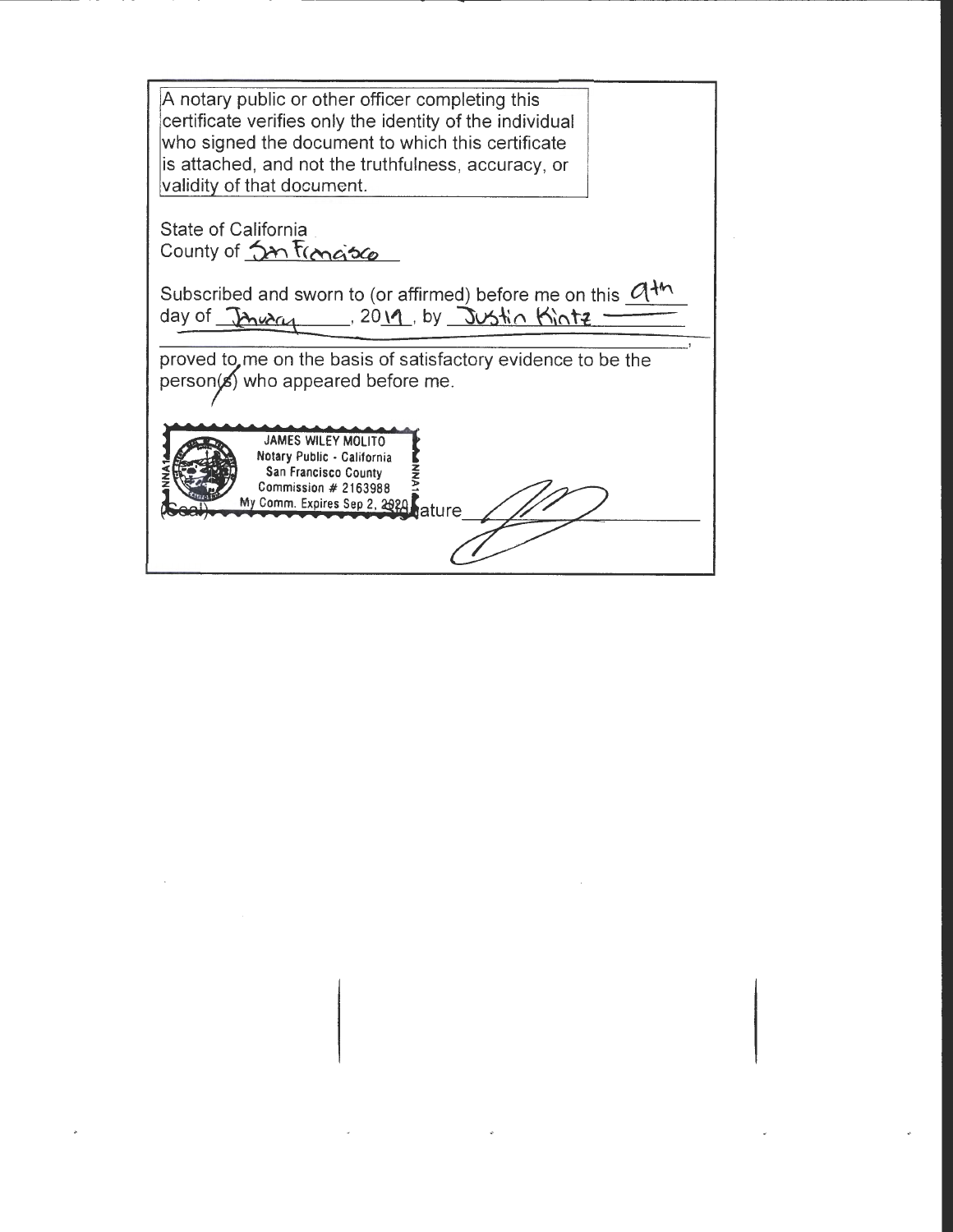A notary public or other officer completing this certificate verifies only the identity of the individual who signed the document to which this certificate is attached, and not the truthfulness, accuracy, or validity of that document.

State of California
County of San Francisco

Subscribed and sworn to (or affirmed) before me on this 9th day of January, 2019, by Justin Kintz

proved to me on the basis of satisfactory evidence to be the person(~~s~~) who appeared before me.

JAMES WILEY MOLITO
Notary Public - California
San Francisco County
Commission # 2163988
My Comm. Expires Sep 2, 2020

(Seal) Signature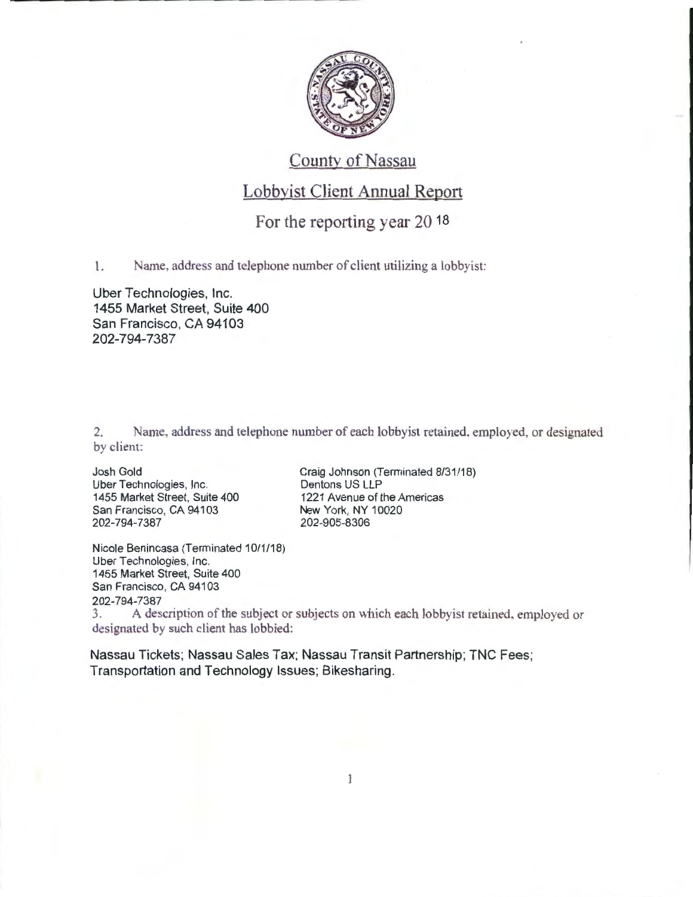# County of Nassau

## Lobbyist Client Annual Report

### For the reporting year 20 18

1. Name, address and telephone number of client utilizing a lobbyist:

Uber Technologies, Inc.
1455 Market Street, Suite 400
San Francisco, CA 94103
202-794-7387

2. Name, address and telephone number of each lobbyist retained, employed, or designated by client:

Josh Gold
Uber Technologies, Inc.
1455 Market Street, Suite 400
San Francisco, CA 94103
202-794-7387

Craig Johnson (Terminated 8/31/18)
Dentons US LLP
1221 Avenue of the Americas
New York, NY 10020
202-905-8306

Nicole Benincasa (Terminated 10/1/18)
Uber Technologies, Inc.
1455 Market Street, Suite 400
San Francisco, CA 94103
202-794-7387

3. A description of the subject or subjects on which each lobbyist retained, employed or designated by such client has lobbied:

Nassau Tickets; Nassau Sales Tax; Nassau Transit Partnership; TNC Fees; Transportation and Technology Issues; Bikesharing.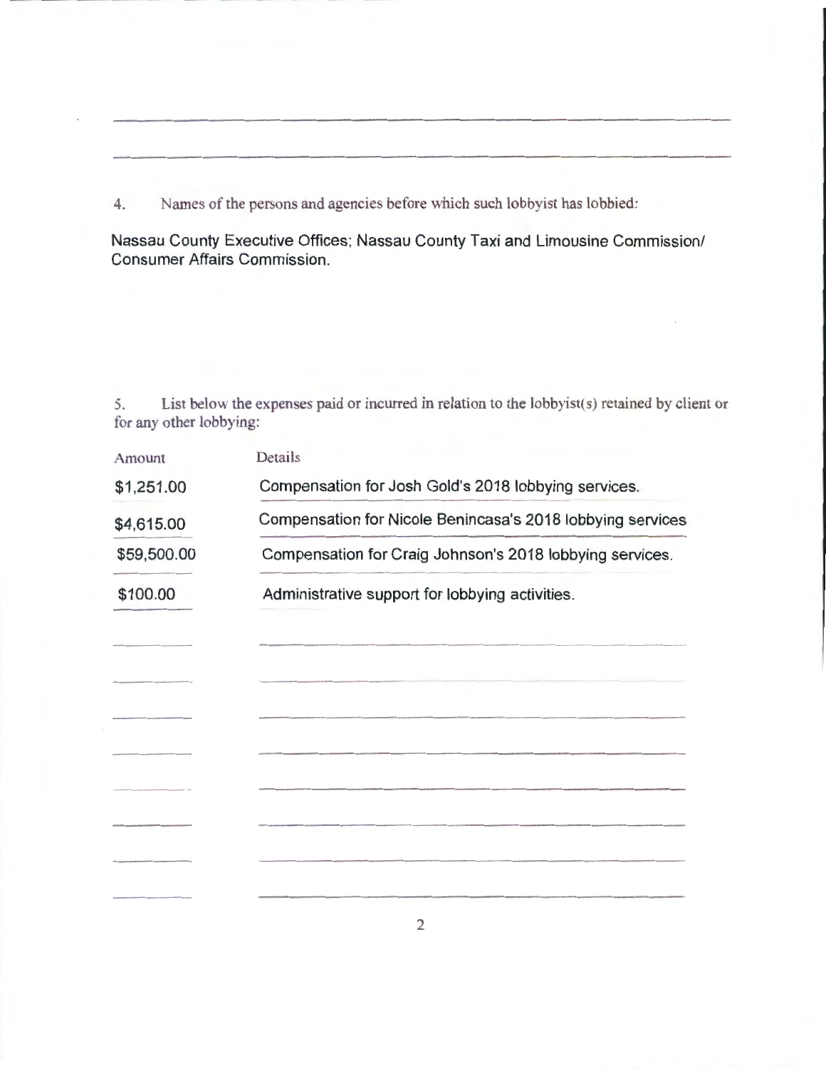4. Names of the persons and agencies before which such lobbyist has lobbied:

Nassau County Executive Offices; Nassau County Taxi and Limousine Commission/ Consumer Affairs Commission.

5. List below the expenses paid or incurred in relation to the lobbyist(s) retained by client or for any other lobbying:

| Amount | Details |
|---|---|
| $1,251.00 | Compensation for Josh Gold's 2018 lobbying services. |
| $4,615.00 | Compensation for Nicole Benincasa's 2018 lobbying services |
| $59,500.00 | Compensation for Craig Johnson's 2018 lobbying services. |
| $100.00 | Administrative support for lobbying activities. |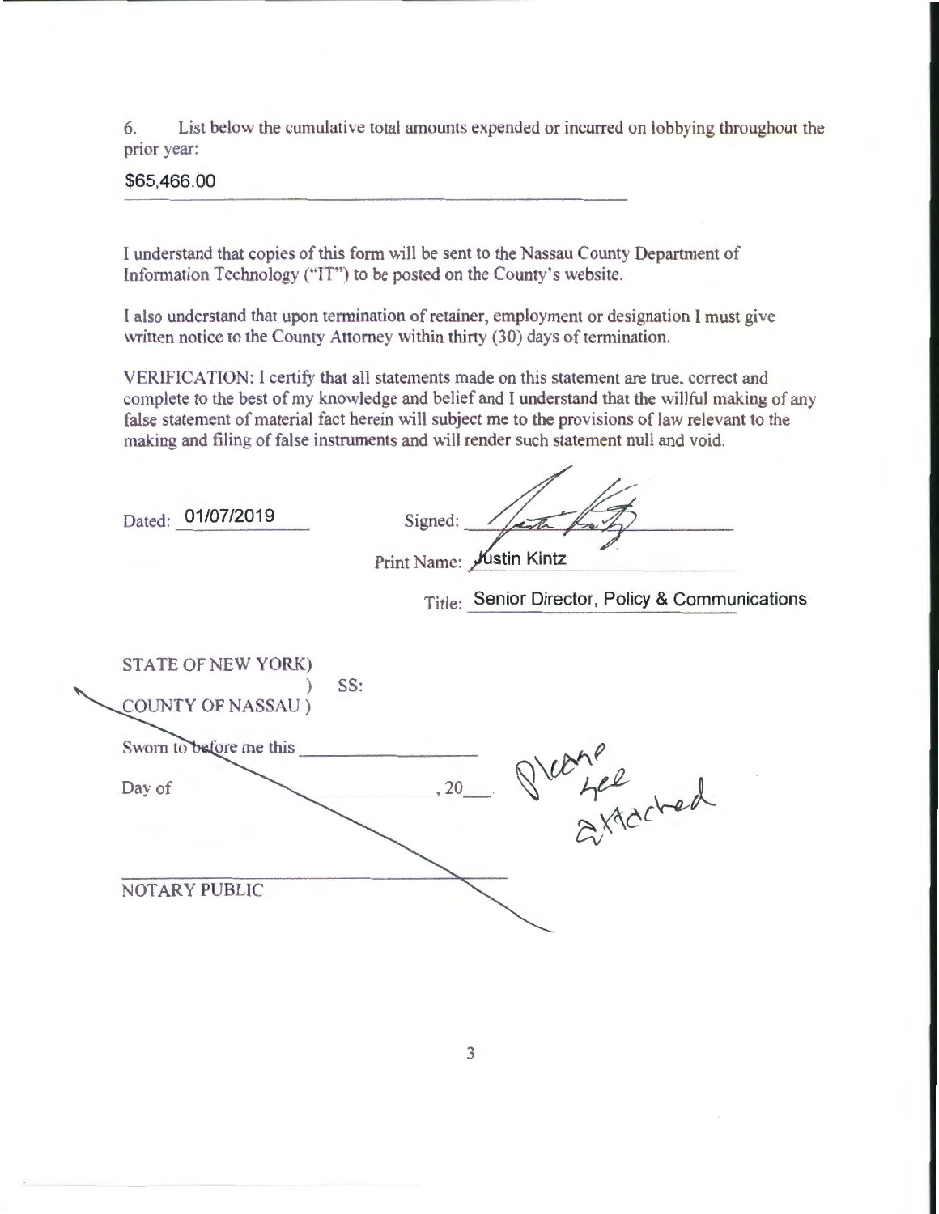6. List below the cumulative total amounts expended or incurred on lobbying throughout the prior year:

$65,466.00

I understand that copies of this form will be sent to the Nassau County Department of Information Technology ("IT") to be posted on the County's website.

I also understand that upon termination of retainer, employment or designation I must give written notice to the County Attorney within thirty (30) days of termination.

VERIFICATION: I certify that all statements made on this statement are true, correct and complete to the best of my knowledge and belief and I understand that the willful making of any false statement of material fact herein will subject me to the provisions of law relevant to the making and filing of false instruments and will render such statement null and void.

Dated: 01/07/2019

Signed: [signature]

Print Name: Justin Kintz

Title: Senior Director, Policy & Communications

STATE OF NEW YORK)
) SS:
COUNTY OF NASSAU )

Sworn to before me this ____________

Day of ____________, 20___

Please see attached

____________________
NOTARY PUBLIC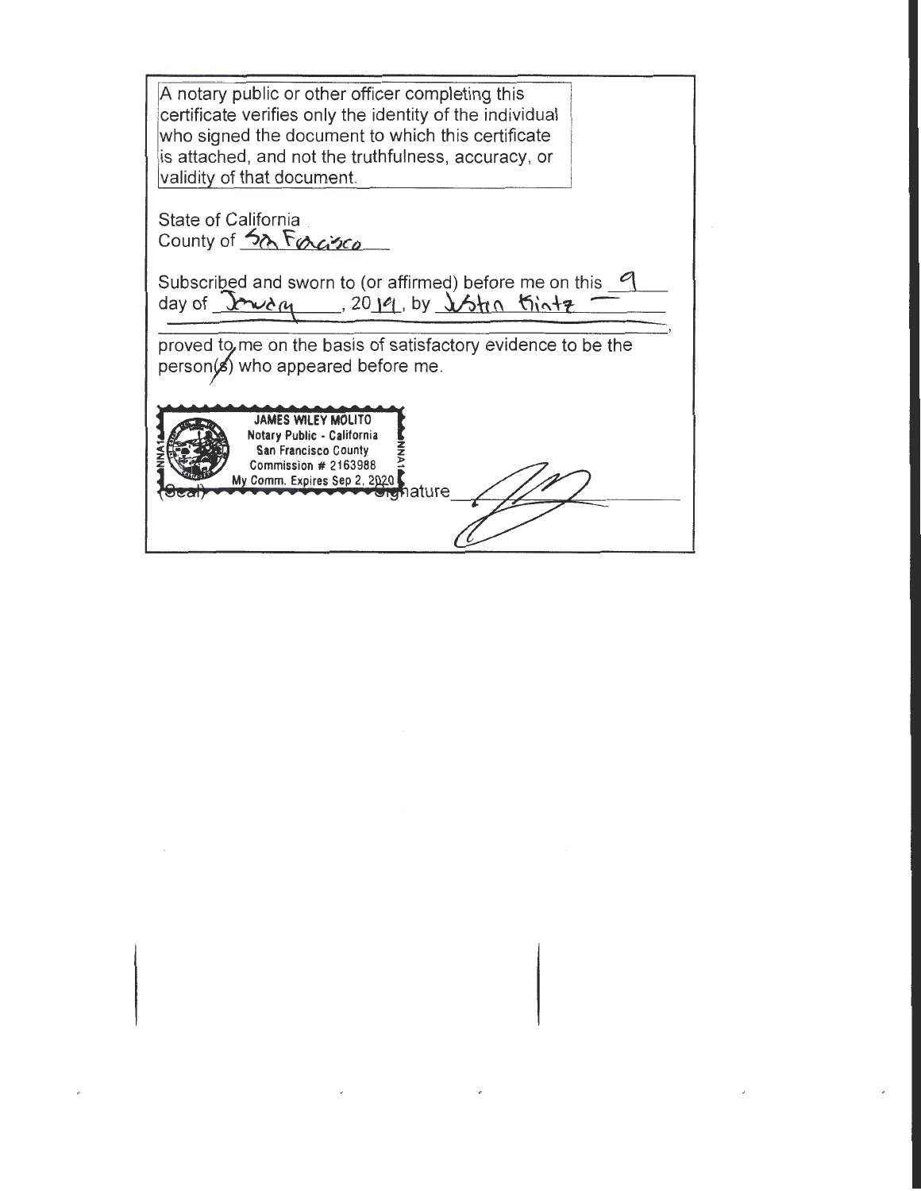A notary public or other officer completing this certificate verifies only the identity of the individual who signed the document to which this certificate is attached, and not the truthfulness, accuracy, or validity of that document.

State of California
County of San Francisco

Subscribed and sworn to (or affirmed) before me on this 9 day of January, 2019, by Justin Kintz,

proved to me on the basis of satisfactory evidence to be the person(s) who appeared before me.

JAMES WILEY MOLITO
Notary Public - California
San Francisco County
Commission # 2163988
My Comm. Expires Sep 2, 2020

(Seal) Signature